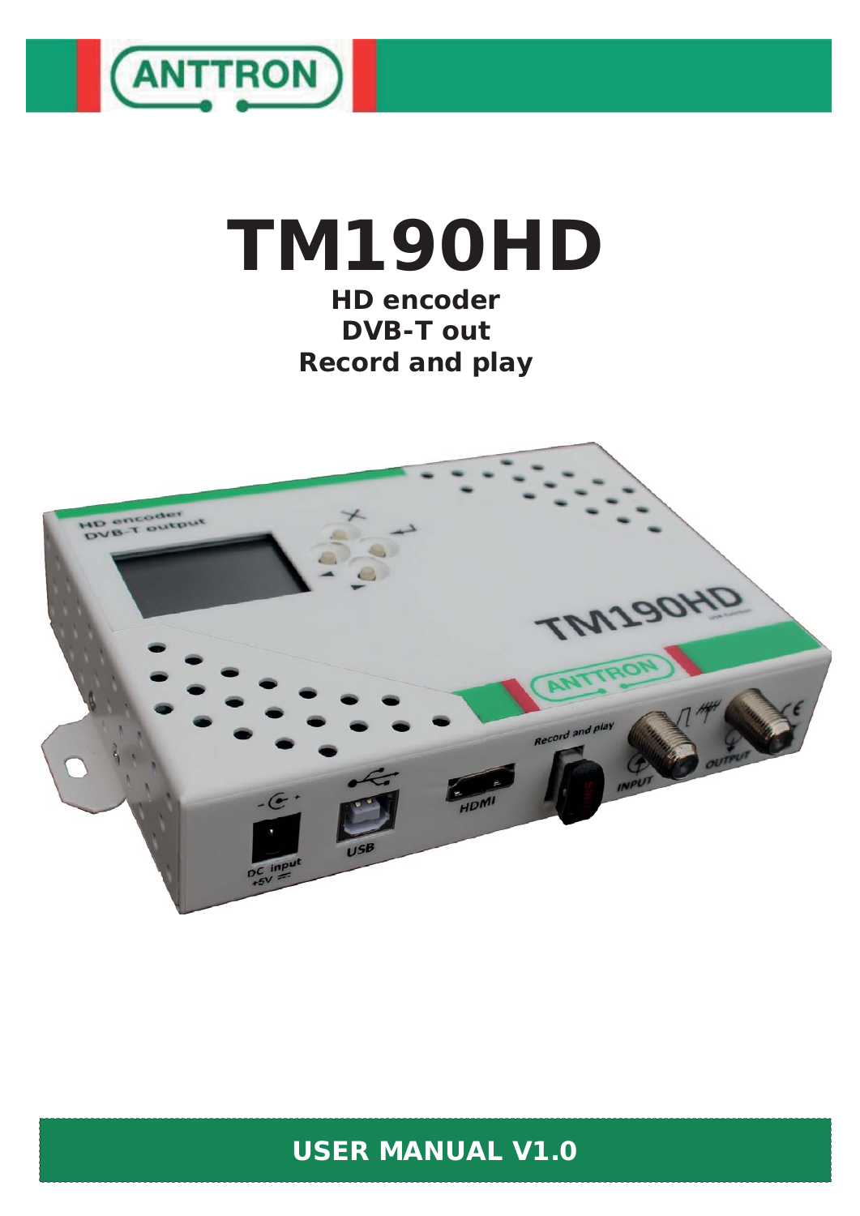ANTTRON

# TM190HD

**HD encoder**
**DVB-T out**
**Record and play**

**USER MANUAL V1.0**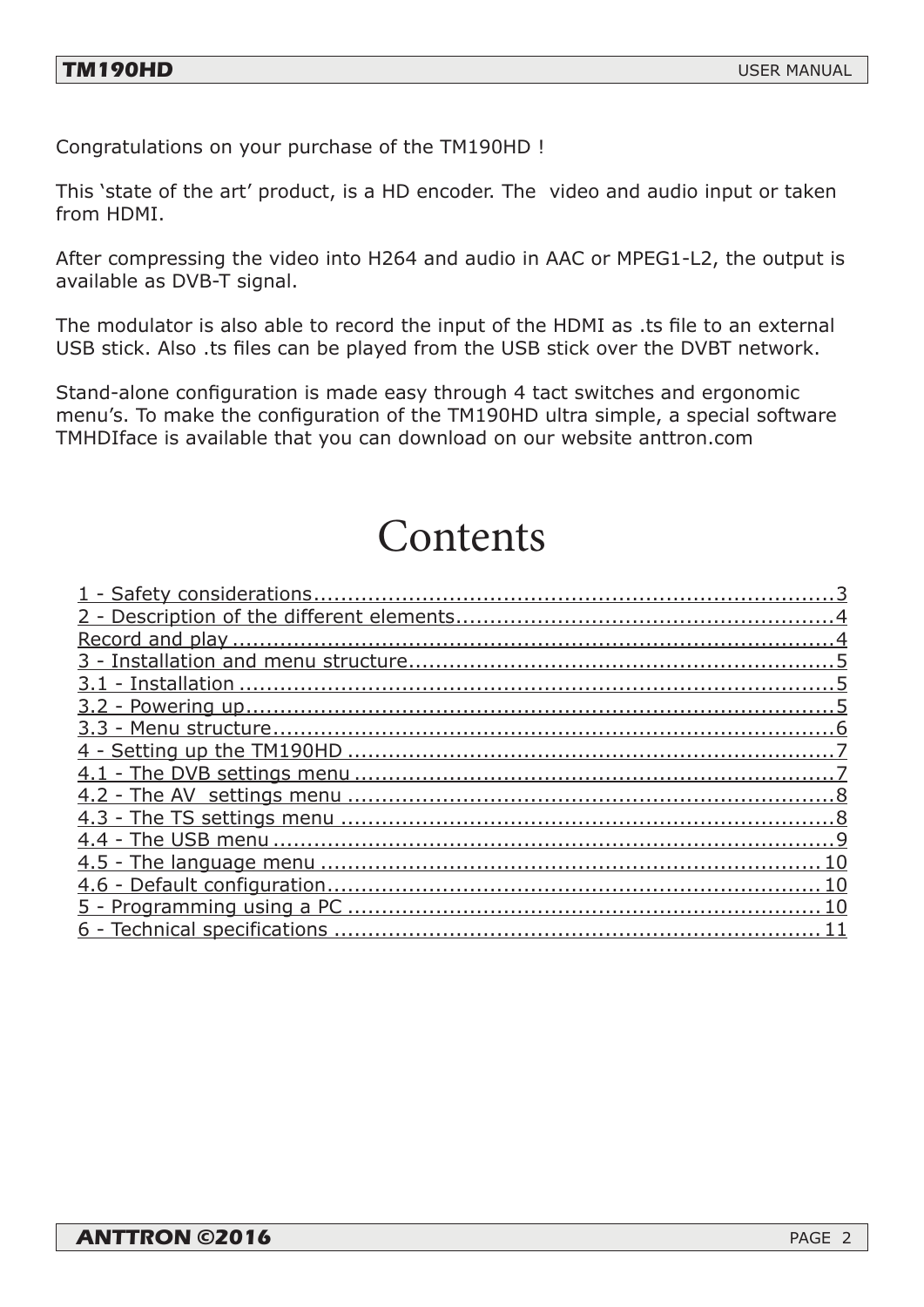Congratulations on your purchase of the TM190HD !

This 'state of the art' product, is a HD encoder. The  video and audio input or taken from HDMI.

After compressing the video into H264 and audio in AAC or MPEG1-L2, the output is available as DVB-T signal.

The modulator is also able to record the input of the HDMI as .ts file to an external USB stick. Also .ts files can be played from the USB stick over the DVBT network.

Stand-alone configuration is made easy through 4 tact switches and ergonomic menu's. To make the configuration of the TM190HD ultra simple, a special software TMHDIface is available that you can download on our website anttron.com

# Contents

1 - Safety considerations........................................................................3
2 - Description of the different elements..................................................4
Record and play ....................................................................................4
3 - Installation and menu structure..........................................................5
3.1 - Installation .....................................................................................5
3.2 - Powering up....................................................................................5
3.3 - Menu structure................................................................................6
4 - Setting up the TM190HD ....................................................................7
4.1 - The DVB settings menu ...................................................................7
4.2 - The AV  settings menu .....................................................................8
4.3 - The TS settings menu ......................................................................8
4.4 - The USB menu ................................................................................9
4.5 - The language menu ........................................................................10
4.6 - Default configuration.......................................................................10
5 - Programming using a PC ..................................................................10
6 - Technical specifications ....................................................................11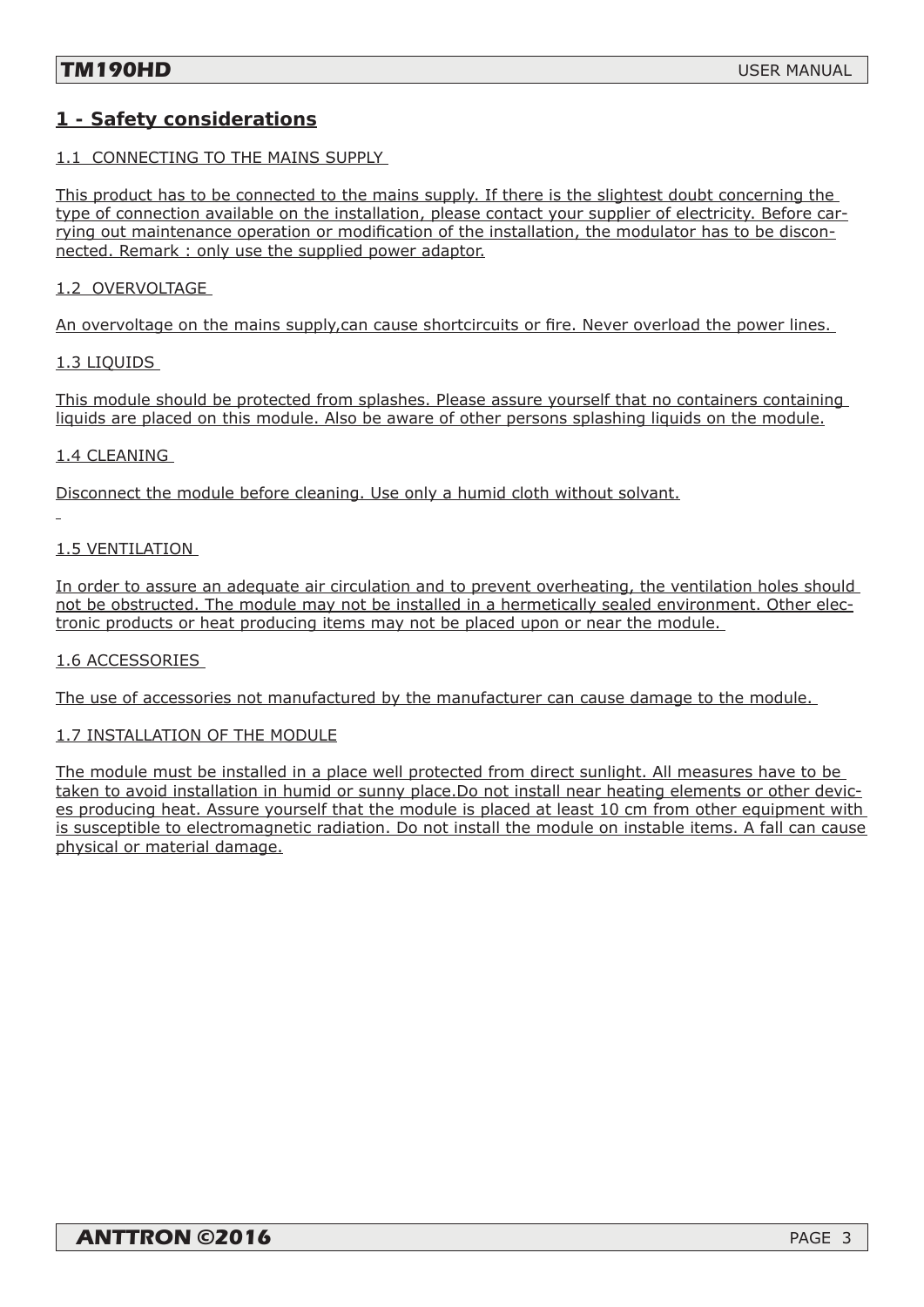## 1 - Safety considerations

### 1.1 CONNECTING TO THE MAINS SUPPLY

This product has to be connected to the mains supply. If there is the slightest doubt concerning the type of connection available on the installation, please contact your supplier of electricity. Before carrying out maintenance operation or modification of the installation, the modulator has to be disconnected. Remark : only use the supplied power adaptor.

### 1.2 OVERVOLTAGE

An overvoltage on the mains supply,can cause shortcircuits or fire. Never overload the power lines.

### 1.3 LIQUIDS

This module should be protected from splashes. Please assure yourself that no containers containing liquids are placed on this module. Also be aware of other persons splashing liquids on the module.

### 1.4 CLEANING

Disconnect the module before cleaning. Use only a humid cloth without solvant.

### 1.5 VENTILATION

In order to assure an adequate air circulation and to prevent overheating, the ventilation holes should not be obstructed. The module may not be installed in a hermetically sealed environment. Other electronic products or heat producing items may not be placed upon or near the module.

### 1.6 ACCESSORIES

The use of accessories not manufactured by the manufacturer can cause damage to the module.

### 1.7 INSTALLATION OF THE MODULE

The module must be installed in a place well protected from direct sunlight. All measures have to be taken to avoid installation in humid or sunny place.Do not install near heating elements or other devices producing heat. Assure yourself that the module is placed at least 10 cm from other equipment with is susceptible to electromagnetic radiation. Do not install the module on instable items. A fall can cause physical or material damage.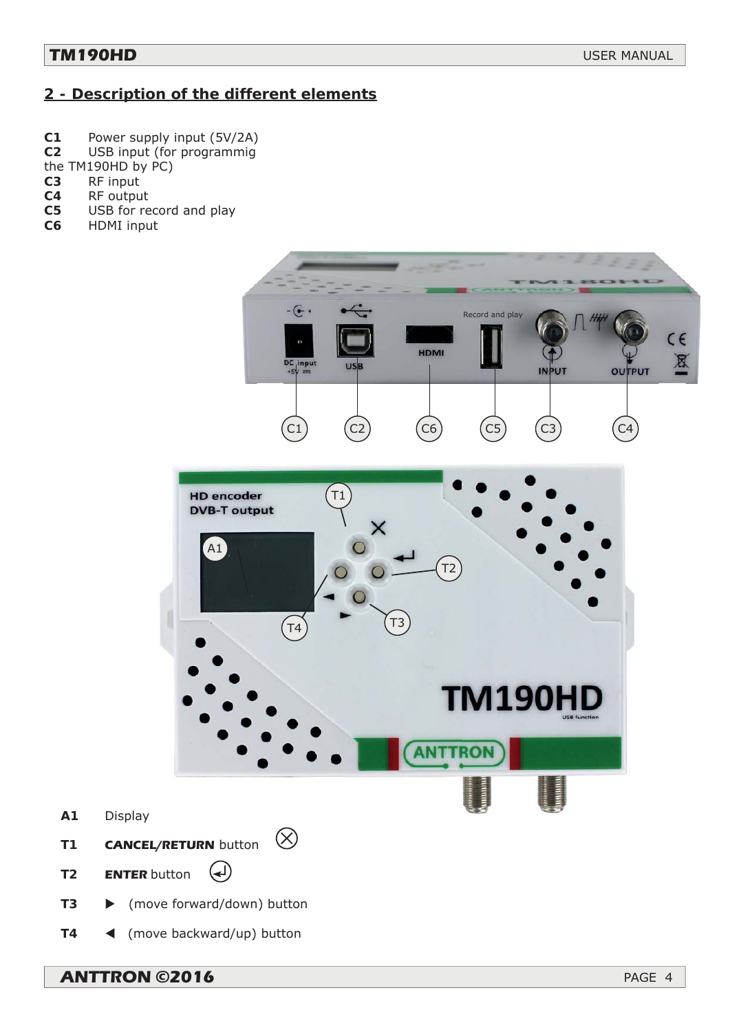## 2 - Description of the different elements

**C1** Power supply input (5V/2A)
**C2** USB input (for programmig the TM190HD by PC)
**C3** RF input
**C4** RF output
**C5** USB for record and play
**C6** HDMI input

**A1** Display

**T1** ***CANCEL/RETURN*** button ⊗

**T2** ***ENTER*** button

**T3** ▶ (move forward/down) button

**T4** ◀ (move backward/up) button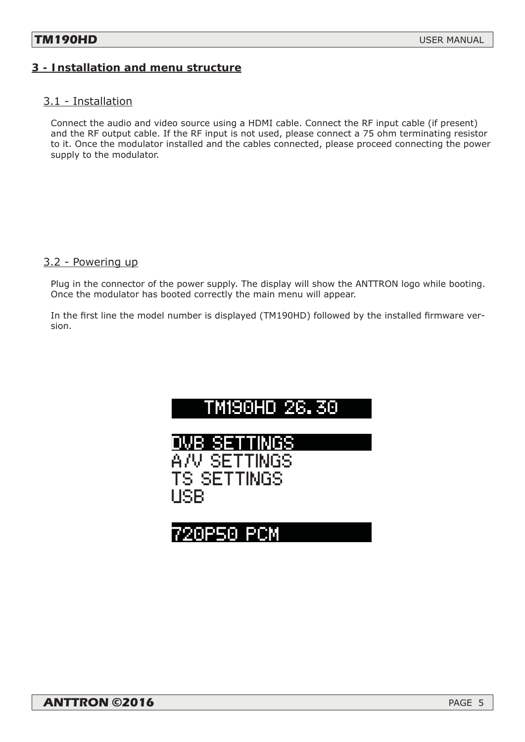## 3 - Installation and menu structure

### 3.1 - Installation

Connect the audio and video source using a HDMI cable. Connect the RF input cable (if present) and the RF output cable. If the RF input is not used, please connect a 75 ohm terminating resistor to it. Once the modulator installed and the cables connected, please proceed connecting the power supply to the modulator.

### 3.2 - Powering up

Plug in the connector of the power supply. The display will show the ANTTRON logo while booting. Once the modulator has booted correctly the main menu will appear.

In the first line the model number is displayed (TM190HD) followed by the installed firmware version.

```
TM190HD 26.30

DVB SETTINGS
A/V SETTINGS
TS SETTINGS
USB

720P50 PCM
```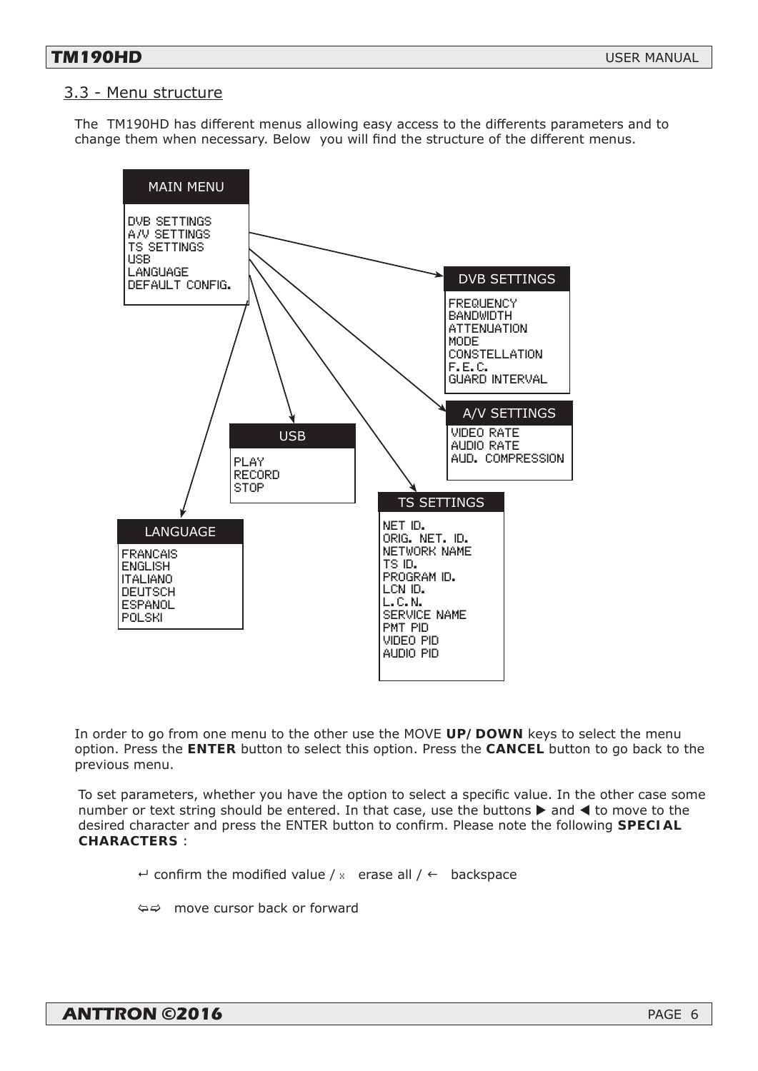## 3.3 - Menu structure

The TM190HD has different menus allowing easy access to the differents parameters and to change them when necessary. Below you will find the structure of the different menus.

**MAIN MENU**
- DVB SETTINGS
- A/V SETTINGS
- TS SETTINGS
- USB
- LANGUAGE
- DEFAULT CONFIG.

**DVB SETTINGS**
- FREQUENCY
- BANDWIDTH
- ATTENUATION
- MODE
- CONSTELLATION
- F.E.C.
- GUARD INTERVAL

**A/V SETTINGS**
- VIDEO RATE
- AUDIO RATE
- AUD. COMPRESSION

**USB**
- PLAY
- RECORD
- STOP

**TS SETTINGS**
- NET ID.
- ORIG. NET. ID.
- NETWORK NAME
- TS ID.
- PROGRAM ID.
- LCN ID.
- L.C.N.
- SERVICE NAME
- PMT PID
- VIDEO PID
- AUDIO PID

**LANGUAGE**
- FRANCAIS
- ENGLISH
- ITALIANO
- DEUTSCH
- ESPANOL
- POLSKI

In order to go from one menu to the other use the MOVE **UP/ DOWN** keys to select the menu option. Press the **ENTER** button to select this option. Press the **CANCEL** button to go back to the previous menu.

To set parameters, whether you have the option to select a specific value. In the other case some number or text string should be entered. In that case, use the buttons ▶ and ◀ to move to the desired character and press the ENTER button to confirm. Please note the following **SPECIAL CHARACTERS** :

↵ confirm the modified value / x erase all / ← backspace

⇦⇨ move cursor back or forward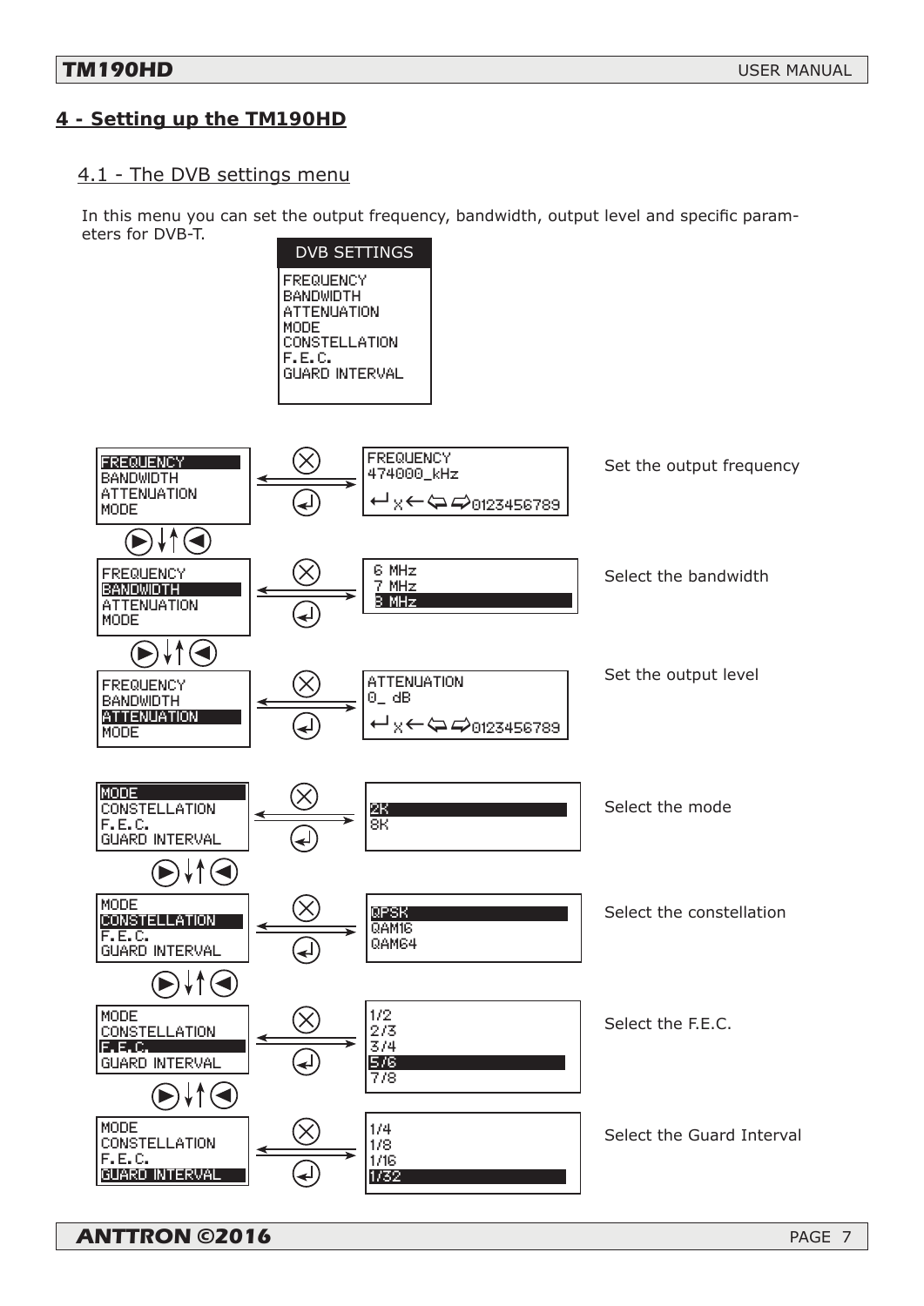## 4 - Setting up the TM190HD

### 4.1 - The DVB settings menu

In this menu you can set the output frequency, bandwidth, output level and specific parameters for DVB-T.

```
DVB SETTINGS
FREQUENCY
BANDWIDTH
ATTENUATION
MODE
CONSTELLATION
F.E.C.
GUARD INTERVAL
```

| Menu | Submenu | Description |
|---|---|---|
| FREQUENCY | FREQUENCY 474000_kHz ↵ x ← ⇦ ⇨ 0123456789 | Set the output frequency |
| BANDWIDTH | 6 MHz / 7 MHz / 8 MHz | Select the bandwidth |
| ATTENUATION | ATTENUATION 0_ dB ↵ x ← ⇦ ⇨ 0123456789 | Set the output level |
| MODE | 2K / 8K | Select the mode |
| CONSTELLATION | QPSK / QAM16 / QAM64 | Select the constellation |
| F.E.C. | 1/2 / 2/3 / 3/4 / 5/6 / 7/8 | Select the F.E.C. |
| GUARD INTERVAL | 1/4 / 1/8 / 1/16 / 1/32 | Select the Guard Interval |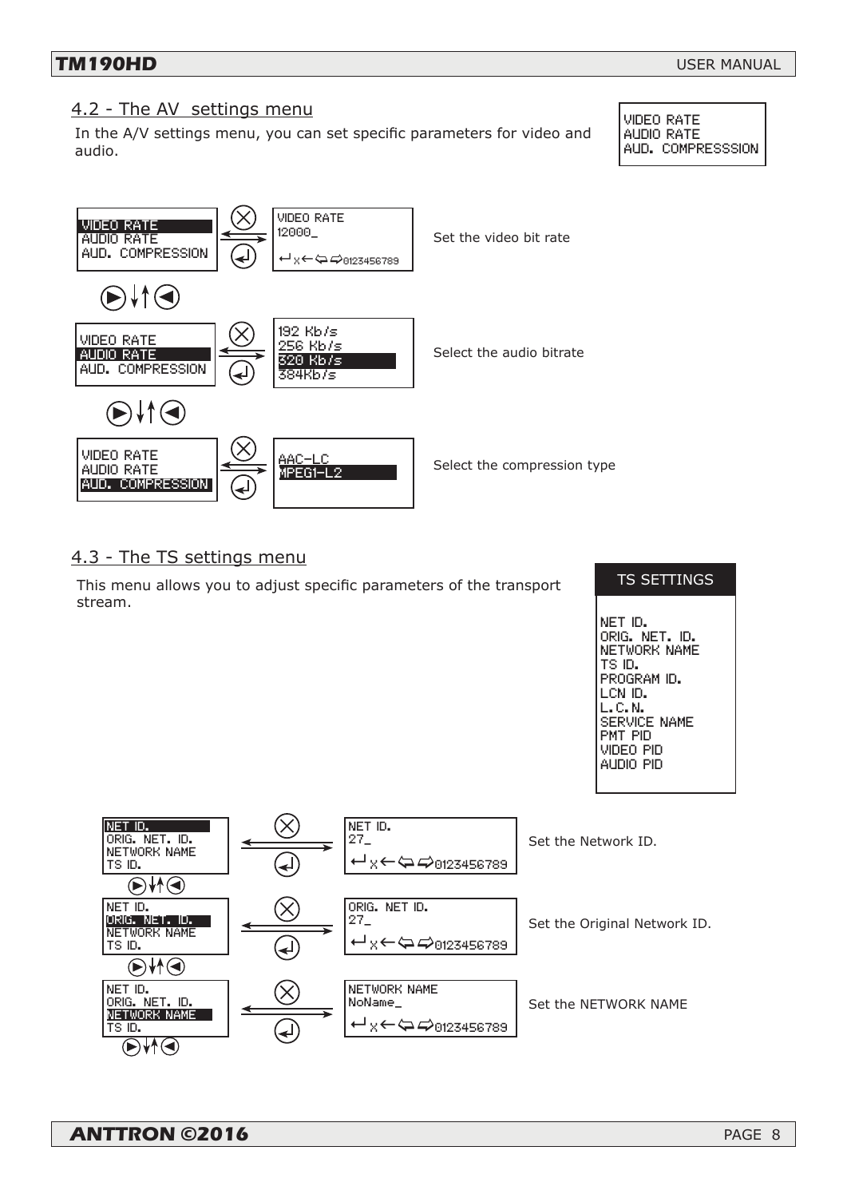## 4.2 - The AV settings menu

In the A/V settings menu, you can set specific parameters for video and audio.

```
VIDEO RATE
AUDIO RATE
AUD. COMPRESSSION
```

| Menu | | Screen | Description |
|---|---|---|---|
| **VIDEO RATE** / AUDIO RATE / AUD. COMPRESSION | ⇄ | VIDEO RATE 12000_ | Set the video bit rate |
| VIDEO RATE / **AUDIO RATE** / AUD. COMPRESSION | ⇄ | 192 Kb/s, 256 Kb/s, **320 Kb/s**, 384Kb/s | Select the audio bitrate |
| VIDEO RATE / AUDIO RATE / **AUD. COMPRESSION** | ⇄ | AAC-LC, **MPEG1-L2** | Select the compression type |

## 4.3 - The TS settings menu

This menu allows you to adjust specific parameters of the transport stream.

```
TS SETTINGS

NET ID.
ORIG. NET. ID.
NETWORK NAME
TS ID.
PROGRAM ID.
LCN ID.
L.C.N.
SERVICE NAME
PMT PID
VIDEO PID
AUDIO PID
```

| Menu | | Screen | Description |
|---|---|---|---|
| **NET ID.** / ORIG. NET. ID. / NETWORK NAME / TS ID. | ⇄ | NET ID. 27_ | Set the Network ID. |
| NET ID. / **ORIG. NET. ID.** / NETWORK NAME / TS ID. | ⇄ | ORIG. NET ID. 27_ | Set the Original Network ID. |
| NET ID. / ORIG. NET. ID. / **NETWORK NAME** / TS ID. | ⇄ | NETWORK NAME NoName_ | Set the NETWORK NAME |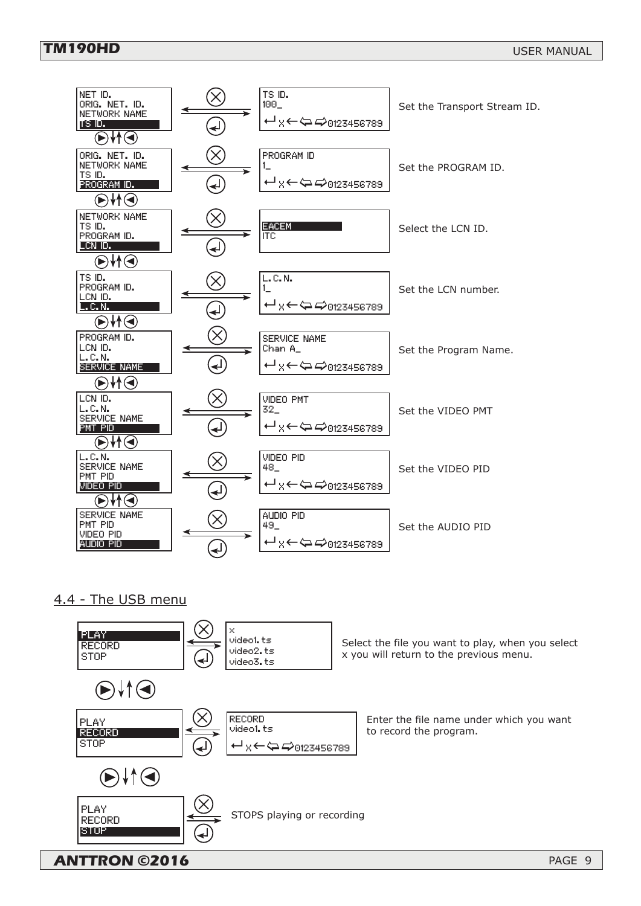| Menu | Screen | Description |
|---|---|---|
| NET ID. / ORIG. NET. ID. / NETWORK NAME / **TS ID.** | TS ID. / 100_ | Set the Transport Stream ID. |
| ORIG. NET. ID. / NETWORK NAME / TS ID. / **PROGRAM ID.** | PROGRAM ID / 1_ | Set the PROGRAM ID. |
| NETWORK NAME / TS ID. / PROGRAM ID. / **LCN ID.** | **EACEM** / ITC | Select the LCN ID. |
| TS ID. / PROGRAM ID. / LCN ID. / **L.C.N.** | L.C.N. / 1_ | Set the LCN number. |
| PROGRAM ID. / LCN ID. / L.C.N. / **SERVICE NAME** | SERVICE NAME / Chan A_ | Set the Program Name. |
| LCN ID. / L.C.N. / SERVICE NAME / **PMT PID** | VIDEO PMT / 32_ | Set the VIDEO PMT |
| L.C.N. / SERVICE NAME / PMT PID / **VIDEO PID** | VIDEO PID / 48_ | Set the VIDEO PID |
| SERVICE NAME / PMT PID / VIDEO PID / **AUDIO PID** | AUDIO PID / 49_ | Set the AUDIO PID |

## 4.4 - The USB menu

| Menu | Screen | Description |
|---|---|---|
| **PLAY** / RECORD / STOP | x / video1.ts / video2.ts / video3.ts | Select the file you want to play, when you select x you will return to the previous menu. |
| PLAY / **RECORD** / STOP | RECORD / video1.ts | Enter the file name under which you want to record the program. |
| PLAY / RECORD / **STOP** | | STOPS playing or recording |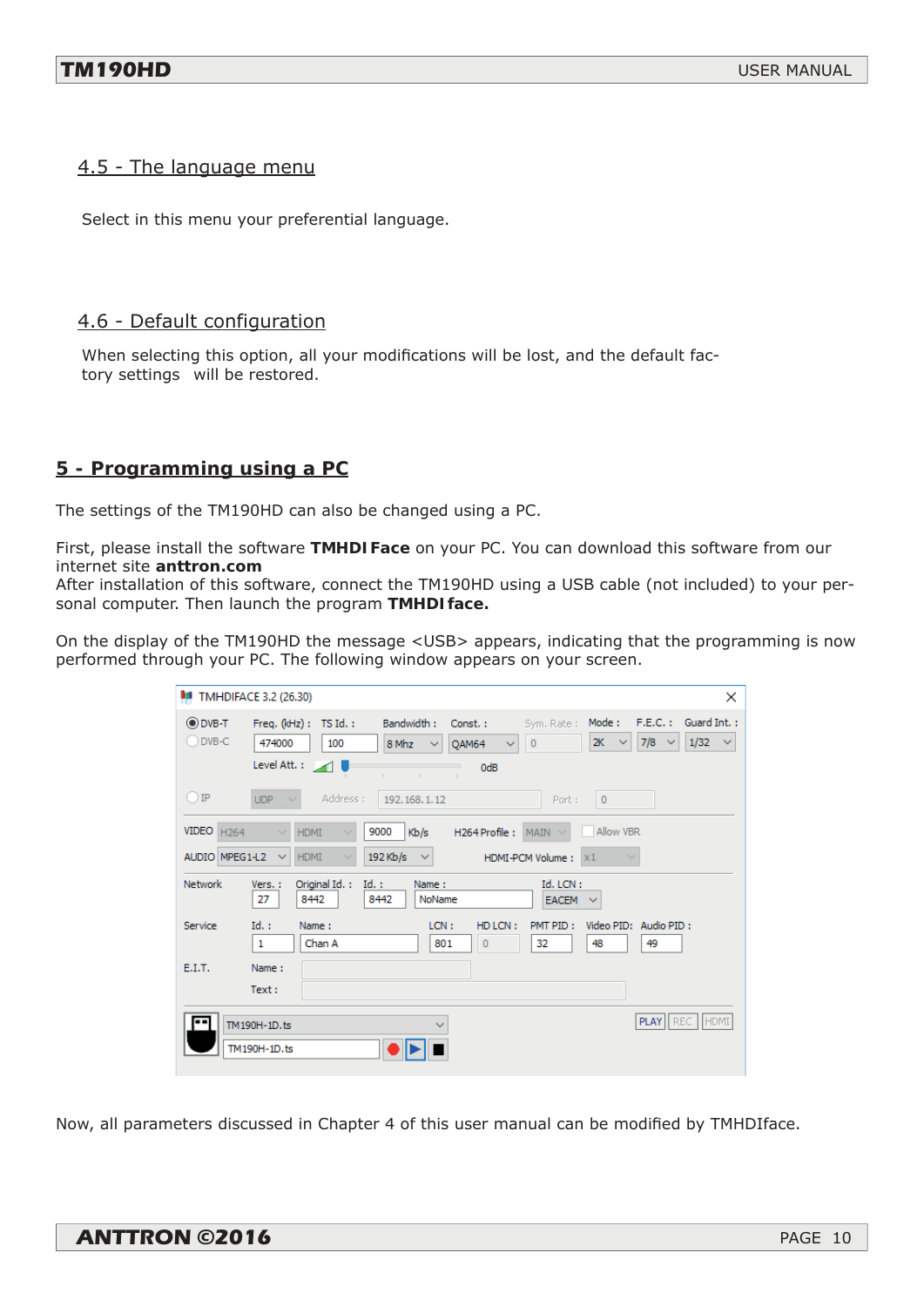## 4.5 - The language menu

Select in this menu your preferential language.

## 4.6 - Default configuration

When selecting this option, all your modifications will be lost, and the default factory settings will be restored.

# 5 - Programming using a PC

The settings of the TM190HD can also be changed using a PC.

First, please install the software **TMHDI Face** on your PC. You can download this software from our internet site **anttron.com**
After installation of this software, connect the TM190HD using a USB cable (not included) to your personal computer. Then launch the program **TMHDI face.**

On the display of the TM190HD the message <USB> appears, indicating that the programming is now performed through your PC. The following window appears on your screen.

Now, all parameters discussed in Chapter 4 of this user manual can be modified by TMHDIface.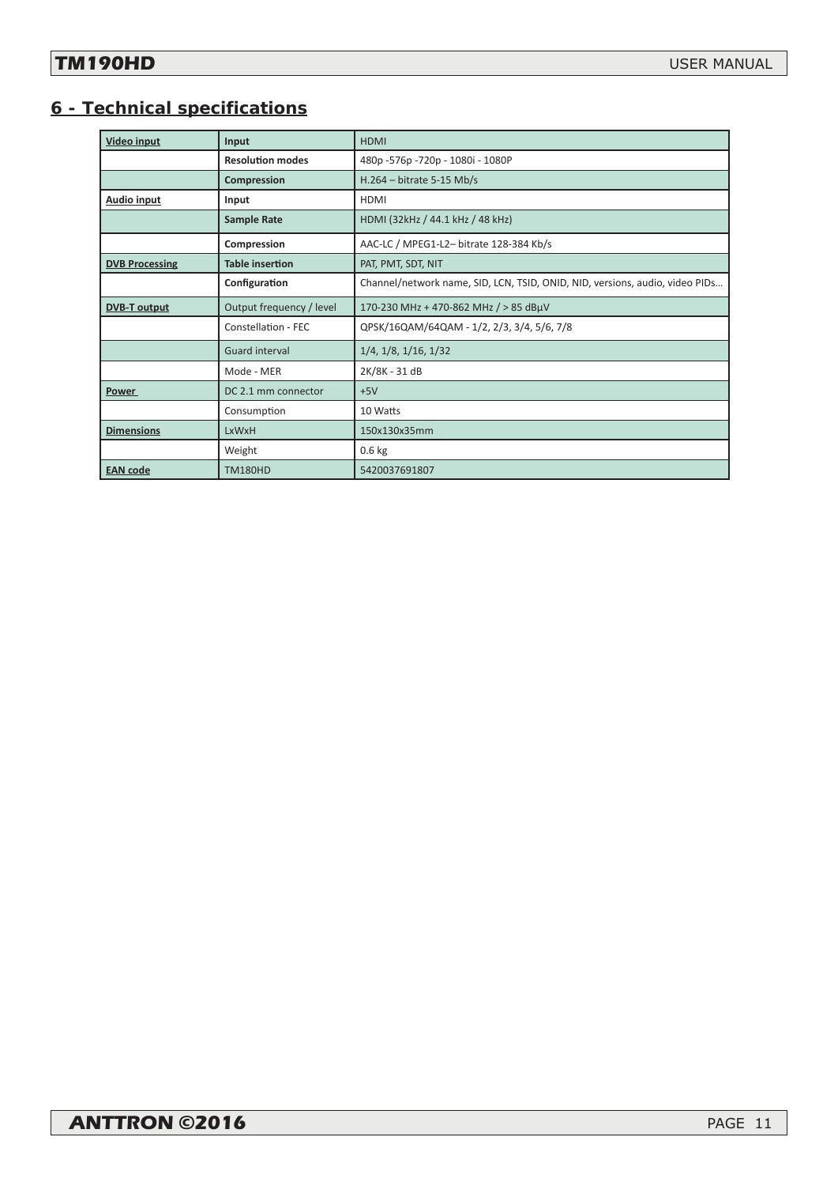## 6 - Technical specifications

| | | |
|---|---|---|
| **Video input** | **Input** | HDMI |
| | **Resolution modes** | 480p -576p -720p - 1080i - 1080P |
| | **Compression** | H.264 – bitrate 5-15 Mb/s |
| **Audio input** | **Input** | HDMI |
| | **Sample Rate** | HDMI (32kHz / 44.1 kHz / 48 kHz) |
| | **Compression** | AAC-LC / MPEG1-L2– bitrate 128-384 Kb/s |
| **DVB Processing** | **Table insertion** | PAT, PMT, SDT, NIT |
| | **Configuration** | Channel/network name, SID, LCN, TSID, ONID, NID, versions, audio, video PIDs… |
| **DVB-T output** | Output frequency / level | 170-230 MHz + 470-862 MHz / > 85 dBµV |
| | Constellation - FEC | QPSK/16QAM/64QAM - 1/2, 2/3, 3/4, 5/6, 7/8 |
| | Guard interval | 1/4, 1/8, 1/16, 1/32 |
| | Mode - MER | 2K/8K - 31 dB |
| **Power** | DC 2.1 mm connector | +5V |
| | Consumption | 10 Watts |
| **Dimensions** | LxWxH | 150x130x35mm |
| | Weight | 0.6 kg |
| **EAN code** | TM180HD | 5420037691807 |